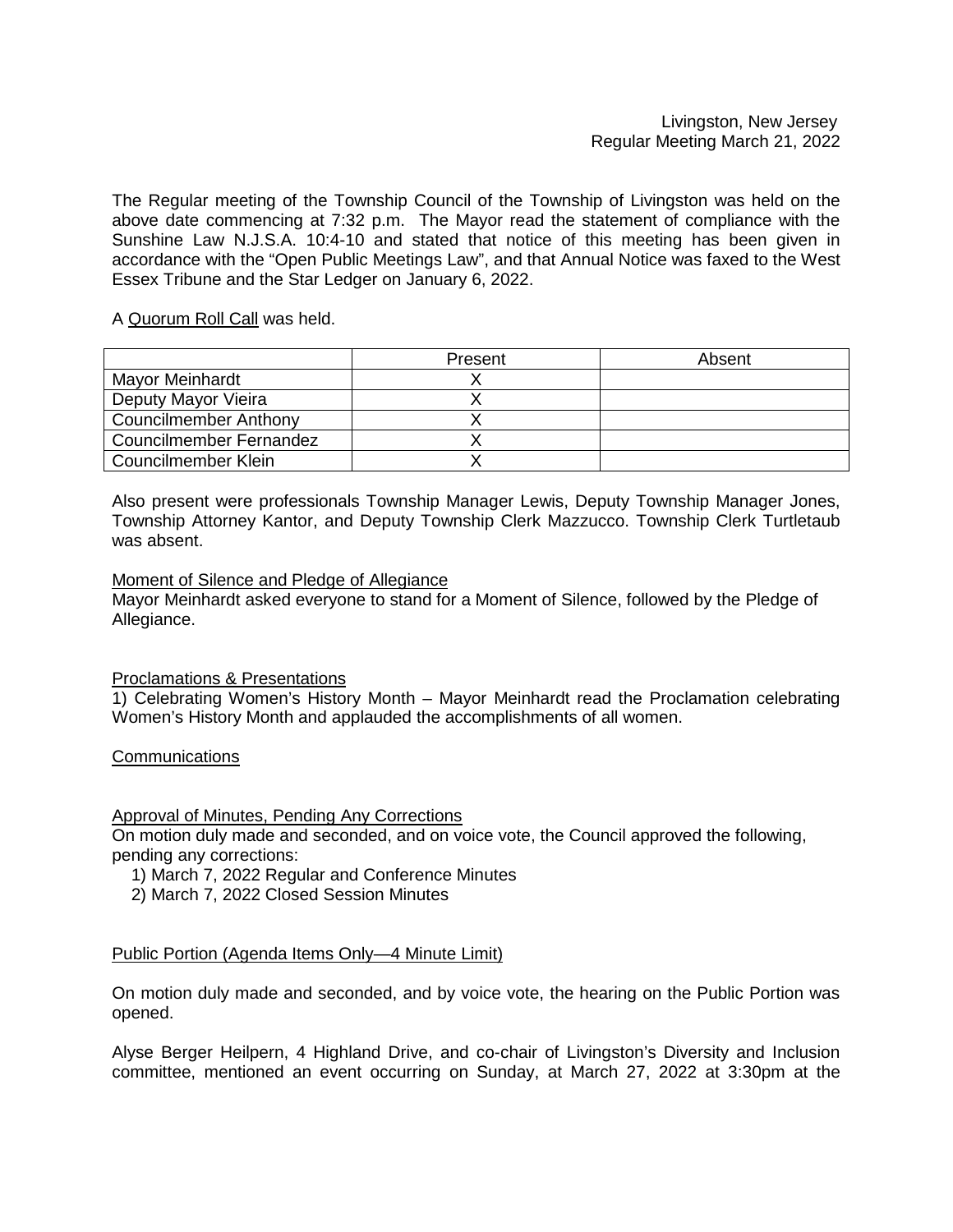Livingston, New Jersey
Regular Meeting March 21, 2022

The Regular meeting of the Township Council of the Township of Livingston was held on the above date commencing at 7:32 p.m. The Mayor read the statement of compliance with the Sunshine Law N.J.S.A. 10:4-10 and stated that notice of this meeting has been given in accordance with the "Open Public Meetings Law", and that Annual Notice was faxed to the West Essex Tribune and the Star Ledger on January 6, 2022.

A Quorum Roll Call was held.

| | Present | Absent |
|---|---|---|
| Mayor Meinhardt | X | |
| Deputy Mayor Vieira | X | |
| Councilmember Anthony | X | |
| Councilmember Fernandez | X | |
| Councilmember Klein | X | |

Also present were professionals Township Manager Lewis, Deputy Township Manager Jones, Township Attorney Kantor, and Deputy Township Clerk Mazzucco. Township Clerk Turtletaub was absent.

Moment of Silence and Pledge of Allegiance

Mayor Meinhardt asked everyone to stand for a Moment of Silence, followed by the Pledge of Allegiance.

Proclamations & Presentations

1) Celebrating Women's History Month – Mayor Meinhardt read the Proclamation celebrating Women's History Month and applauded the accomplishments of all women.

Communications

Approval of Minutes, Pending Any Corrections

On motion duly made and seconded, and on voice vote, the Council approved the following, pending any corrections:

1) March 7, 2022 Regular and Conference Minutes
2) March 7, 2022 Closed Session Minutes

Public Portion (Agenda Items Only—4 Minute Limit)

On motion duly made and seconded, and by voice vote, the hearing on the Public Portion was opened.

Alyse Berger Heilpern, 4 Highland Drive, and co-chair of Livingston's Diversity and Inclusion committee, mentioned an event occurring on Sunday, at March 27, 2022 at 3:30pm at the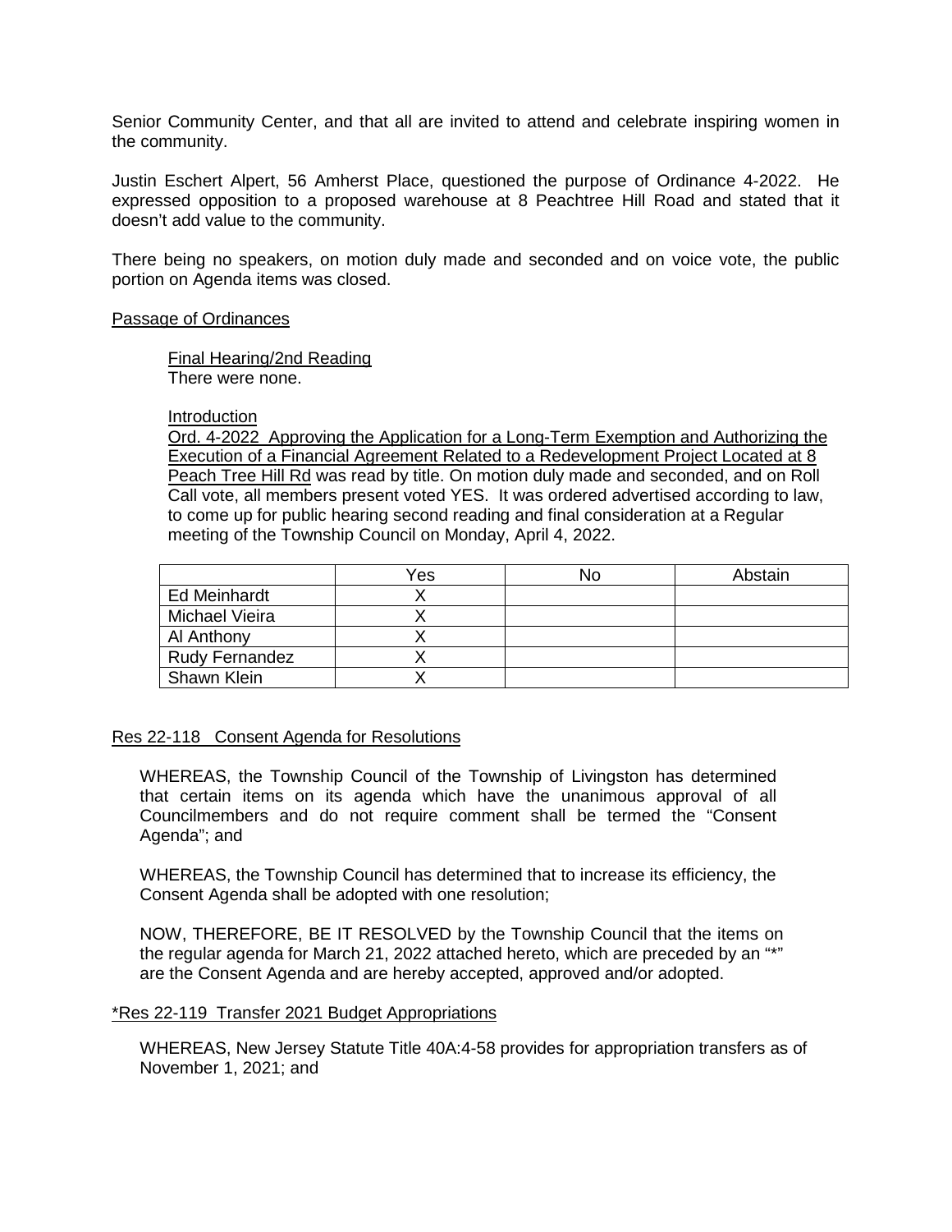Senior Community Center, and that all are invited to attend and celebrate inspiring women in the community.

Justin Eschert Alpert, 56 Amherst Place, questioned the purpose of Ordinance 4-2022. He expressed opposition to a proposed warehouse at 8 Peachtree Hill Road and stated that it doesn't add value to the community.

There being no speakers, on motion duly made and seconded and on voice vote, the public portion on Agenda items was closed.

Passage of Ordinances

Final Hearing/2nd Reading
There were none.

Introduction
Ord. 4-2022 Approving the Application for a Long-Term Exemption and Authorizing the Execution of a Financial Agreement Related to a Redevelopment Project Located at 8 Peach Tree Hill Rd was read by title. On motion duly made and seconded, and on Roll Call vote, all members present voted YES. It was ordered advertised according to law, to come up for public hearing second reading and final consideration at a Regular meeting of the Township Council on Monday, April 4, 2022.

| | Yes | No | Abstain |
|---|---|---|---|
| Ed Meinhardt | X | | |
| Michael Vieira | X | | |
| Al Anthony | X | | |
| Rudy Fernandez | X | | |
| Shawn Klein | X | | |

Res 22-118 Consent Agenda for Resolutions

WHEREAS, the Township Council of the Township of Livingston has determined that certain items on its agenda which have the unanimous approval of all Councilmembers and do not require comment shall be termed the "Consent Agenda"; and

WHEREAS, the Township Council has determined that to increase its efficiency, the Consent Agenda shall be adopted with one resolution;

NOW, THEREFORE, BE IT RESOLVED by the Township Council that the items on the regular agenda for March 21, 2022 attached hereto, which are preceded by an "*" are the Consent Agenda and are hereby accepted, approved and/or adopted.

*Res 22-119 Transfer 2021 Budget Appropriations

WHEREAS, New Jersey Statute Title 40A:4-58 provides for appropriation transfers as of November 1, 2021; and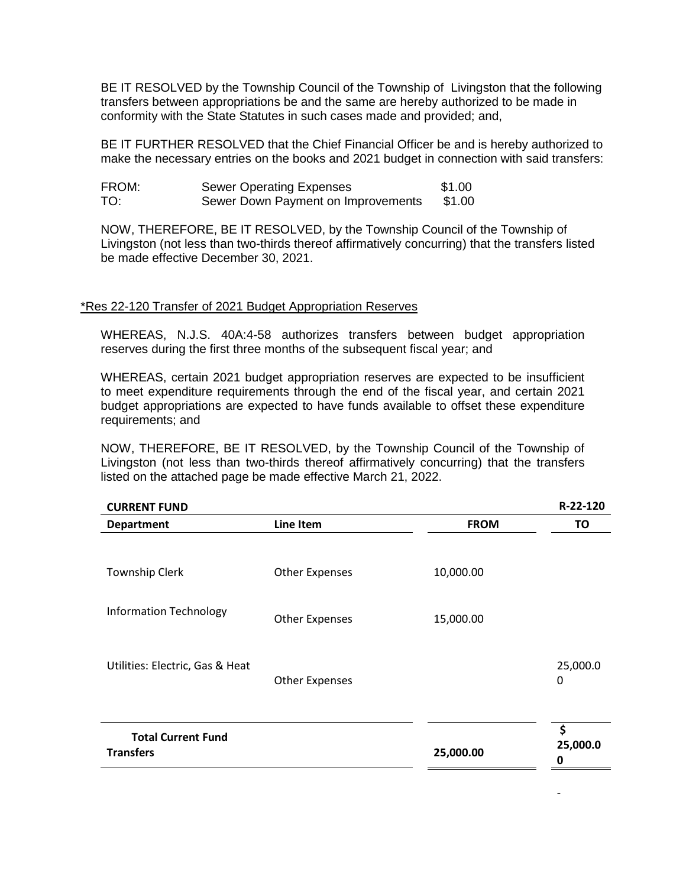BE IT RESOLVED by the Township Council of the Township of Livingston that the following transfers between appropriations be and the same are hereby authorized to be made in conformity with the State Statutes in such cases made and provided; and,

BE IT FURTHER RESOLVED that the Chief Financial Officer be and is hereby authorized to make the necessary entries on the books and 2021 budget in connection with said transfers:

| | | |
|---|---|---|
| FROM: | Sewer Operating Expenses | $1.00 |
| TO: | Sewer Down Payment on Improvements | $1.00 |

NOW, THEREFORE, BE IT RESOLVED, by the Township Council of the Township of Livingston (not less than two-thirds thereof affirmatively concurring) that the transfers listed be made effective December 30, 2021.

*Res 22-120 Transfer of 2021 Budget Appropriation Reserves

WHEREAS, N.J.S. 40A:4-58 authorizes transfers between budget appropriation reserves during the first three months of the subsequent fiscal year; and

WHEREAS, certain 2021 budget appropriation reserves are expected to be insufficient to meet expenditure requirements through the end of the fiscal year, and certain 2021 budget appropriations are expected to have funds available to offset these expenditure requirements; and

NOW, THEREFORE, BE IT RESOLVED, by the Township Council of the Township of Livingston (not less than two-thirds thereof affirmatively concurring) that the transfers listed on the attached page be made effective March 21, 2022.

**CURRENT FUND** **R-22-120**

| **Department** | **Line Item** | **FROM** | **TO** |
|---|---|---|---|
| Township Clerk | Other Expenses | 10,000.00 | |
| Information Technology | Other Expenses | 15,000.00 | |
| Utilities: Electric, Gas & Heat | Other Expenses | | 25,000.00 |
| **Total Current Fund Transfers** | | **25,000.00** | **$ 25,000.00** |

-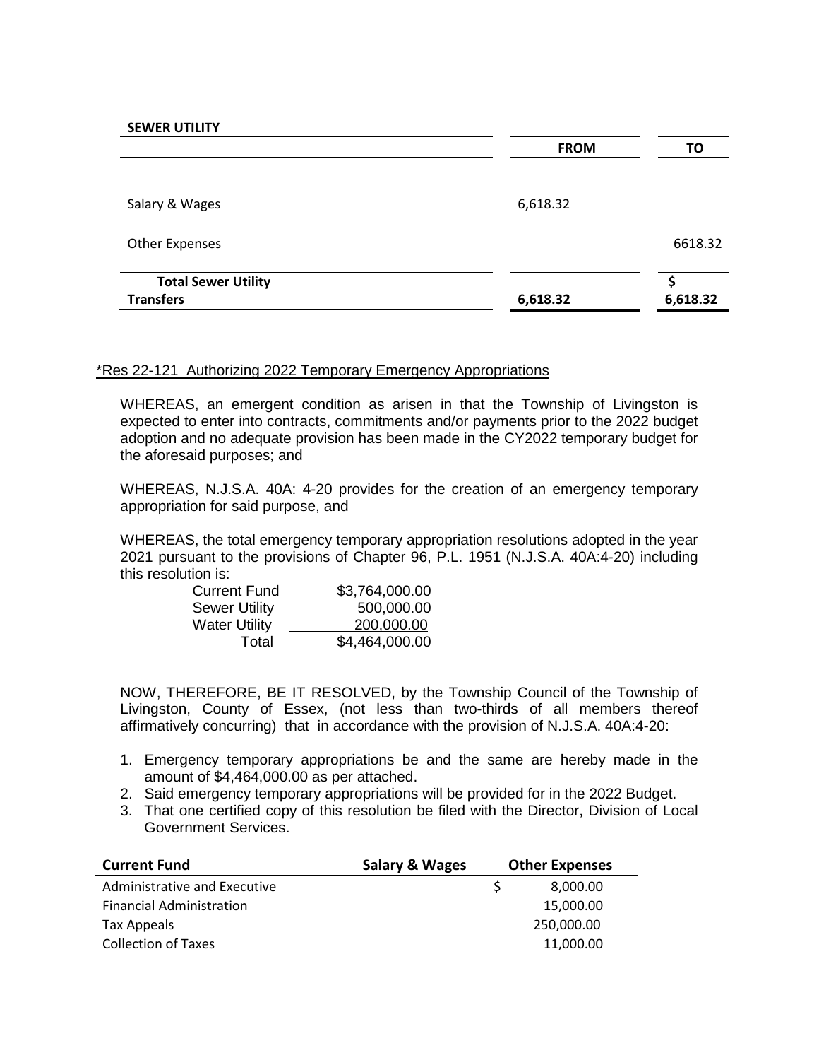**SEWER UTILITY**

| | FROM | TO |
|---|---|---|
| Salary & Wages | 6,618.32 | |
| Other Expenses | | 6618.32 |
| **Total Sewer Utility Transfers** | **6,618.32** | **$ 6,618.32** |

*Res 22-121 Authorizing 2022 Temporary Emergency Appropriations

WHEREAS, an emergent condition as arisen in that the Township of Livingston is expected to enter into contracts, commitments and/or payments prior to the 2022 budget adoption and no adequate provision has been made in the CY2022 temporary budget for the aforesaid purposes; and

WHEREAS, N.J.S.A. 40A: 4-20 provides for the creation of an emergency temporary appropriation for said purpose, and

WHEREAS, the total emergency temporary appropriation resolutions adopted in the year 2021 pursuant to the provisions of Chapter 96, P.L. 1951 (N.J.S.A. 40A:4-20) including this resolution is:

| | |
|---|---|
| Current Fund | $3,764,000.00 |
| Sewer Utility | 500,000.00 |
| Water Utility | 200,000.00 |
| Total | $4,464,000.00 |

NOW, THEREFORE, BE IT RESOLVED, by the Township Council of the Township of Livingston, County of Essex, (not less than two-thirds of all members thereof affirmatively concurring) that in accordance with the provision of N.J.S.A. 40A:4-20:

1. Emergency temporary appropriations be and the same are hereby made in the amount of $4,464,000.00 as per attached.
2. Said emergency temporary appropriations will be provided for in the 2022 Budget.
3. That one certified copy of this resolution be filed with the Director, Division of Local Government Services.

| Current Fund | Salary & Wages | Other Expenses |
|---|---|---|
| Administrative and Executive | | $ 8,000.00 |
| Financial Administration | | 15,000.00 |
| Tax Appeals | | 250,000.00 |
| Collection of Taxes | | 11,000.00 |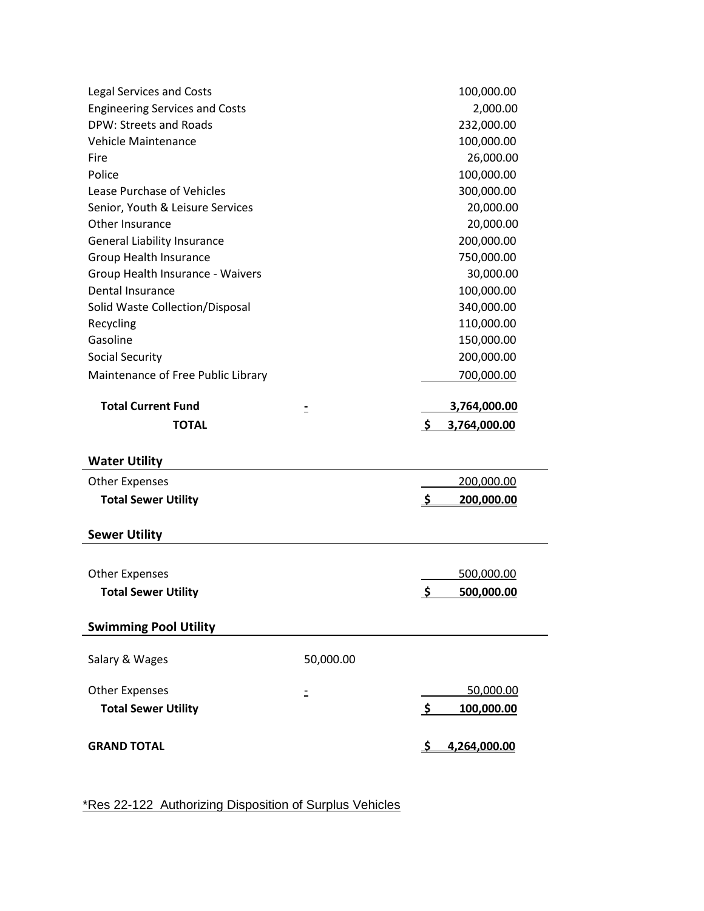| | | |
|---|---|---|
| Legal Services and Costs | | 100,000.00 |
| Engineering Services and Costs | | 2,000.00 |
| DPW: Streets and Roads | | 232,000.00 |
| Vehicle Maintenance | | 100,000.00 |
| Fire | | 26,000.00 |
| Police | | 100,000.00 |
| Lease Purchase of Vehicles | | 300,000.00 |
| Senior, Youth & Leisure Services | | 20,000.00 |
| Other Insurance | | 20,000.00 |
| General Liability Insurance | | 200,000.00 |
| Group Health Insurance | | 750,000.00 |
| Group Health Insurance - Waivers | | 30,000.00 |
| Dental Insurance | | 100,000.00 |
| Solid Waste Collection/Disposal | | 340,000.00 |
| Recycling | | 110,000.00 |
| Gasoline | | 150,000.00 |
| Social Security | | 200,000.00 |
| Maintenance of Free Public Library | | 700,000.00 |
| **Total Current Fund** | - | **3,764,000.00** |
| **TOTAL** | | **$ 3,764,000.00** |

**Water Utility**

| | | |
|---|---|---|
| Other Expenses | | 200,000.00 |
| **Total Sewer Utility** | | **$ 200,000.00** |

**Sewer Utility**

| | | |
|---|---|---|
| Other Expenses | | 500,000.00 |
| **Total Sewer Utility** | | **$ 500,000.00** |

**Swimming Pool Utility**

| | | |
|---|---|---|
| Salary & Wages | 50,000.00 | |
| Other Expenses | - | 50,000.00 |
| **Total Sewer Utility** | | **$ 100,000.00** |
| **GRAND TOTAL** | | **$ 4,264,000.00** |

*Res 22-122 Authorizing Disposition of Surplus Vehicles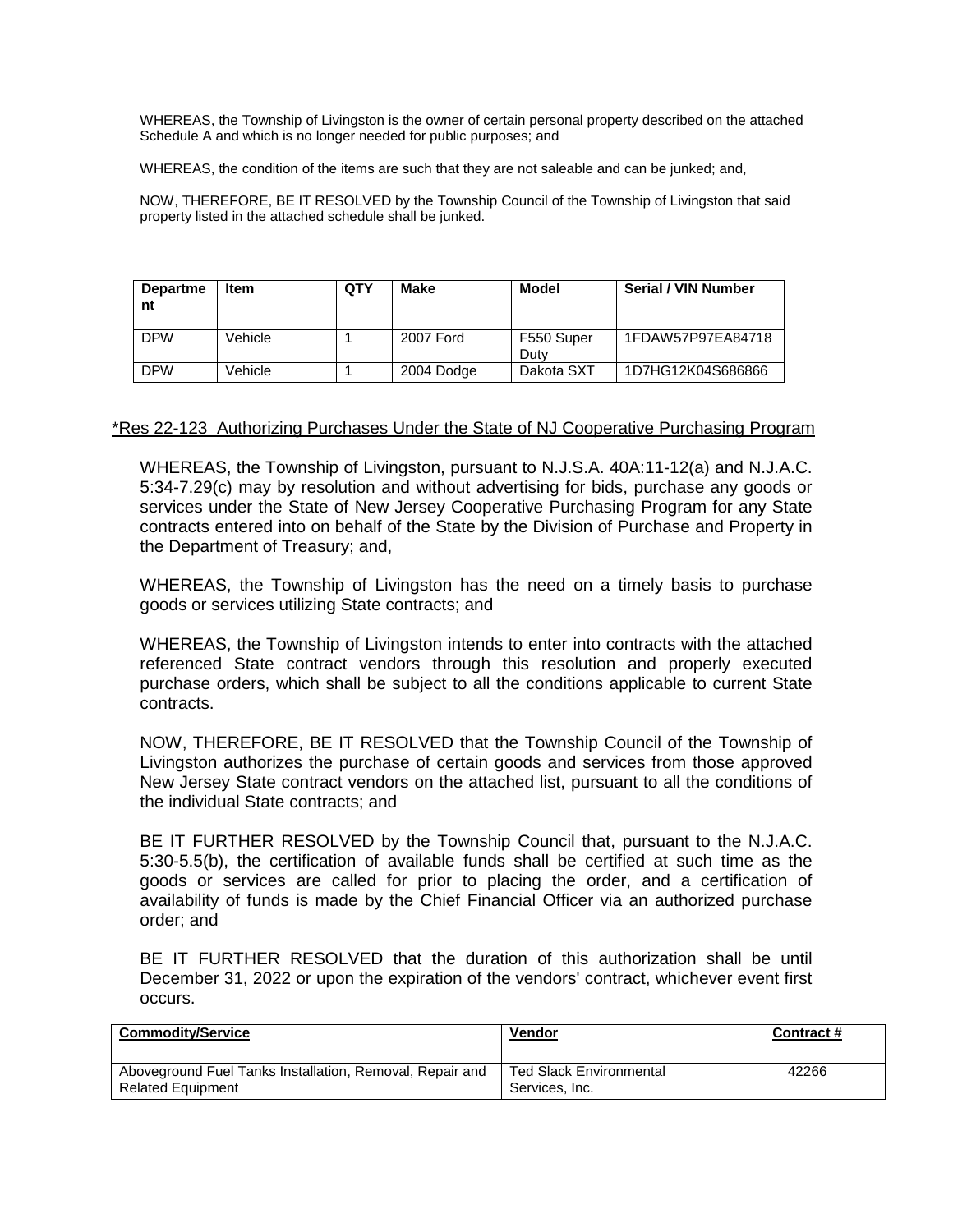WHEREAS, the Township of Livingston is the owner of certain personal property described on the attached Schedule A and which is no longer needed for public purposes; and

WHEREAS, the condition of the items are such that they are not saleable and can be junked; and,

NOW, THEREFORE, BE IT RESOLVED by the Township Council of the Township of Livingston that said property listed in the attached schedule shall be junked.

| Department | Item | QTY | Make | Model | Serial / VIN Number |
|---|---|---|---|---|---|
| DPW | Vehicle | 1 | 2007 Ford | F550 Super Duty | 1FDAW57P97EA84718 |
| DPW | Vehicle | 1 | 2004 Dodge | Dakota SXT | 1D7HG12K04S686866 |

*Res 22-123 Authorizing Purchases Under the State of NJ Cooperative Purchasing Program

WHEREAS, the Township of Livingston, pursuant to N.J.S.A. 40A:11-12(a) and N.J.A.C. 5:34-7.29(c) may by resolution and without advertising for bids, purchase any goods or services under the State of New Jersey Cooperative Purchasing Program for any State contracts entered into on behalf of the State by the Division of Purchase and Property in the Department of Treasury; and,

WHEREAS, the Township of Livingston has the need on a timely basis to purchase goods or services utilizing State contracts; and

WHEREAS, the Township of Livingston intends to enter into contracts with the attached referenced State contract vendors through this resolution and properly executed purchase orders, which shall be subject to all the conditions applicable to current State contracts.

NOW, THEREFORE, BE IT RESOLVED that the Township Council of the Township of Livingston authorizes the purchase of certain goods and services from those approved New Jersey State contract vendors on the attached list, pursuant to all the conditions of the individual State contracts; and

BE IT FURTHER RESOLVED by the Township Council that, pursuant to the N.J.A.C. 5:30-5.5(b), the certification of available funds shall be certified at such time as the goods or services are called for prior to placing the order, and a certification of availability of funds is made by the Chief Financial Officer via an authorized purchase order; and

BE IT FURTHER RESOLVED that the duration of this authorization shall be until December 31, 2022 or upon the expiration of the vendors' contract, whichever event first occurs.

| Commodity/Service | Vendor | Contract # |
|---|---|---|
| Aboveground Fuel Tanks Installation, Removal, Repair and Related Equipment | Ted Slack Environmental Services, Inc. | 42266 |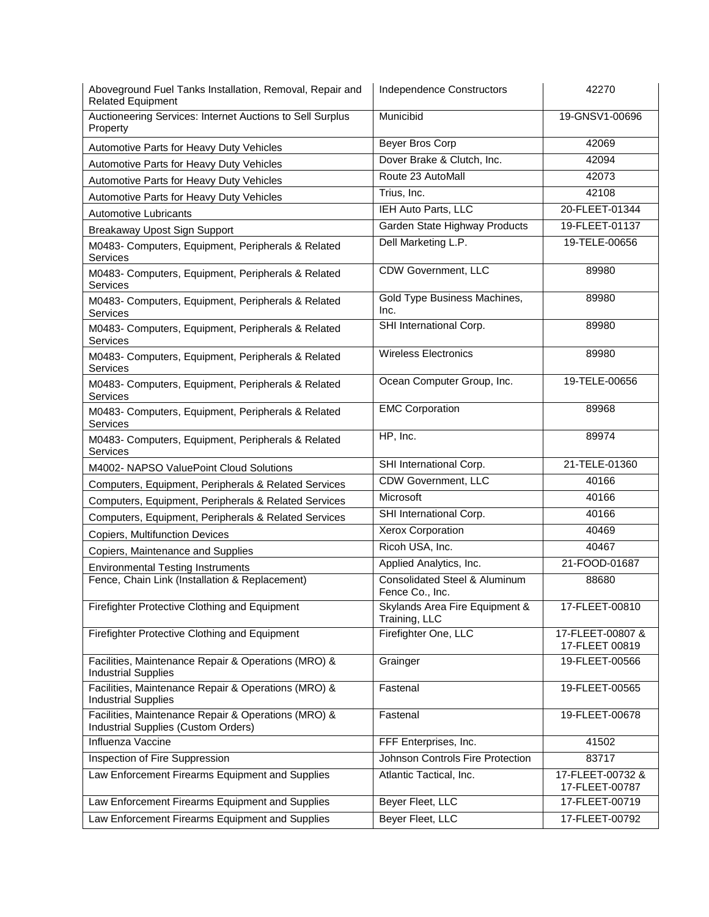| | | |
|---|---|---|
| Aboveground Fuel Tanks Installation, Removal, Repair and Related Equipment | Independence Constructors | 42270 |
| Auctioneering Services: Internet Auctions to Sell Surplus Property | Municibid | 19-GNSV1-00696 |
| Automotive Parts for Heavy Duty Vehicles | Beyer Bros Corp | 42069 |
| Automotive Parts for Heavy Duty Vehicles | Dover Brake & Clutch, Inc. | 42094 |
| Automotive Parts for Heavy Duty Vehicles | Route 23 AutoMall | 42073 |
| Automotive Parts for Heavy Duty Vehicles | Trius, Inc. | 42108 |
| Automotive Lubricants | IEH Auto Parts, LLC | 20-FLEET-01344 |
| Breakaway Upost Sign Support | Garden State Highway Products | 19-FLEET-01137 |
| M0483- Computers, Equipment, Peripherals & Related Services | Dell Marketing L.P. | 19-TELE-00656 |
| M0483- Computers, Equipment, Peripherals & Related Services | CDW Government, LLC | 89980 |
| M0483- Computers, Equipment, Peripherals & Related Services | Gold Type Business Machines, Inc. | 89980 |
| M0483- Computers, Equipment, Peripherals & Related Services | SHI International Corp. | 89980 |
| M0483- Computers, Equipment, Peripherals & Related Services | Wireless Electronics | 89980 |
| M0483- Computers, Equipment, Peripherals & Related Services | Ocean Computer Group, Inc. | 19-TELE-00656 |
| M0483- Computers, Equipment, Peripherals & Related Services | EMC Corporation | 89968 |
| M0483- Computers, Equipment, Peripherals & Related Services | HP, Inc. | 89974 |
| M4002- NAPSO ValuePoint Cloud Solutions | SHI International Corp. | 21-TELE-01360 |
| Computers, Equipment, Peripherals & Related Services | CDW Government, LLC | 40166 |
| Computers, Equipment, Peripherals & Related Services | Microsoft | 40166 |
| Computers, Equipment, Peripherals & Related Services | SHI International Corp. | 40166 |
| Copiers, Multifunction Devices | Xerox Corporation | 40469 |
| Copiers, Maintenance and Supplies | Ricoh USA, Inc. | 40467 |
| Environmental Testing Instruments | Applied Analytics, Inc. | 21-FOOD-01687 |
| Fence, Chain Link (Installation & Replacement) | Consolidated Steel & Aluminum Fence Co., Inc. | 88680 |
| Firefighter Protective Clothing and Equipment | Skylands Area Fire Equipment & Training, LLC | 17-FLEET-00810 |
| Firefighter Protective Clothing and Equipment | Firefighter One, LLC | 17-FLEET-00807 & 17-FLEET 00819 |
| Facilities, Maintenance Repair & Operations (MRO) & Industrial Supplies | Grainger | 19-FLEET-00566 |
| Facilities, Maintenance Repair & Operations (MRO) & Industrial Supplies | Fastenal | 19-FLEET-00565 |
| Facilities, Maintenance Repair & Operations (MRO) & Industrial Supplies (Custom Orders) | Fastenal | 19-FLEET-00678 |
| Influenza Vaccine | FFF Enterprises, Inc. | 41502 |
| Inspection of Fire Suppression | Johnson Controls Fire Protection | 83717 |
| Law Enforcement Firearms Equipment and Supplies | Atlantic Tactical, Inc. | 17-FLEET-00732 & 17-FLEET-00787 |
| Law Enforcement Firearms Equipment and Supplies | Beyer Fleet, LLC | 17-FLEET-00719 |
| Law Enforcement Firearms Equipment and Supplies | Beyer Fleet, LLC | 17-FLEET-00792 |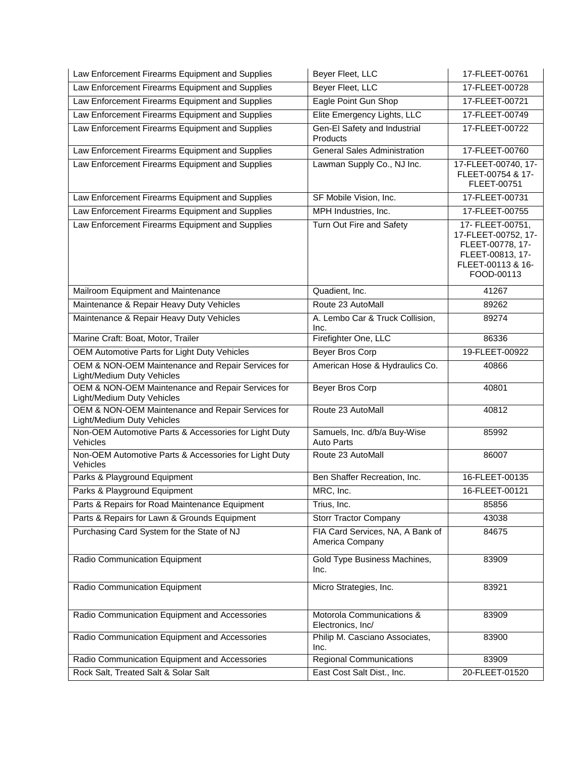| | | |
|---|---|---|
| Law Enforcement Firearms Equipment and Supplies | Beyer Fleet, LLC | 17-FLEET-00761 |
| Law Enforcement Firearms Equipment and Supplies | Beyer Fleet, LLC | 17-FLEET-00728 |
| Law Enforcement Firearms Equipment and Supplies | Eagle Point Gun Shop | 17-FLEET-00721 |
| Law Enforcement Firearms Equipment and Supplies | Elite Emergency Lights, LLC | 17-FLEET-00749 |
| Law Enforcement Firearms Equipment and Supplies | Gen-El Safety and Industrial Products | 17-FLEET-00722 |
| Law Enforcement Firearms Equipment and Supplies | General Sales Administration | 17-FLEET-00760 |
| Law Enforcement Firearms Equipment and Supplies | Lawman Supply Co., NJ Inc. | 17-FLEET-00740, 17-FLEET-00754 & 17-FLEET-00751 |
| Law Enforcement Firearms Equipment and Supplies | SF Mobile Vision, Inc. | 17-FLEET-00731 |
| Law Enforcement Firearms Equipment and Supplies | MPH Industries, Inc. | 17-FLEET-00755 |
| Law Enforcement Firearms Equipment and Supplies | Turn Out Fire and Safety | 17- FLEET-00751, 17-FLEET-00752, 17-FLEET-00778, 17-FLEET-00813, 17-FLEET-00113 & 16-FOOD-00113 |
| Mailroom Equipment and Maintenance | Quadient, Inc. | 41267 |
| Maintenance & Repair Heavy Duty Vehicles | Route 23 AutoMall | 89262 |
| Maintenance & Repair Heavy Duty Vehicles | A. Lembo Car & Truck Collision, Inc. | 89274 |
| Marine Craft: Boat, Motor, Trailer | Firefighter One, LLC | 86336 |
| OEM Automotive Parts for Light Duty Vehicles | Beyer Bros Corp | 19-FLEET-00922 |
| OEM & NON-OEM Maintenance and Repair Services for Light/Medium Duty Vehicles | American Hose & Hydraulics Co. | 40866 |
| OEM & NON-OEM Maintenance and Repair Services for Light/Medium Duty Vehicles | Beyer Bros Corp | 40801 |
| OEM & NON-OEM Maintenance and Repair Services for Light/Medium Duty Vehicles | Route 23 AutoMall | 40812 |
| Non-OEM Automotive Parts & Accessories for Light Duty Vehicles | Samuels, Inc. d/b/a Buy-Wise Auto Parts | 85992 |
| Non-OEM Automotive Parts & Accessories for Light Duty Vehicles | Route 23 AutoMall | 86007 |
| Parks & Playground Equipment | Ben Shaffer Recreation, Inc. | 16-FLEET-00135 |
| Parks & Playground Equipment | MRC, Inc. | 16-FLEET-00121 |
| Parts & Repairs for Road Maintenance Equipment | Trius, Inc. | 85856 |
| Parts & Repairs for Lawn & Grounds Equipment | Storr Tractor Company | 43038 |
| Purchasing Card System for the State of NJ | FIA Card Services, NA, A Bank of America Company | 84675 |
| Radio Communication Equipment | Gold Type Business Machines, Inc. | 83909 |
| Radio Communication Equipment | Micro Strategies, Inc. | 83921 |
| Radio Communication Equipment and Accessories | Motorola Communications & Electronics, Inc/ | 83909 |
| Radio Communication Equipment and Accessories | Philip M. Casciano Associates, Inc. | 83900 |
| Radio Communication Equipment and Accessories | Regional Communications | 83909 |
| Rock Salt, Treated Salt & Solar Salt | East Cost Salt Dist., Inc. | 20-FLEET-01520 |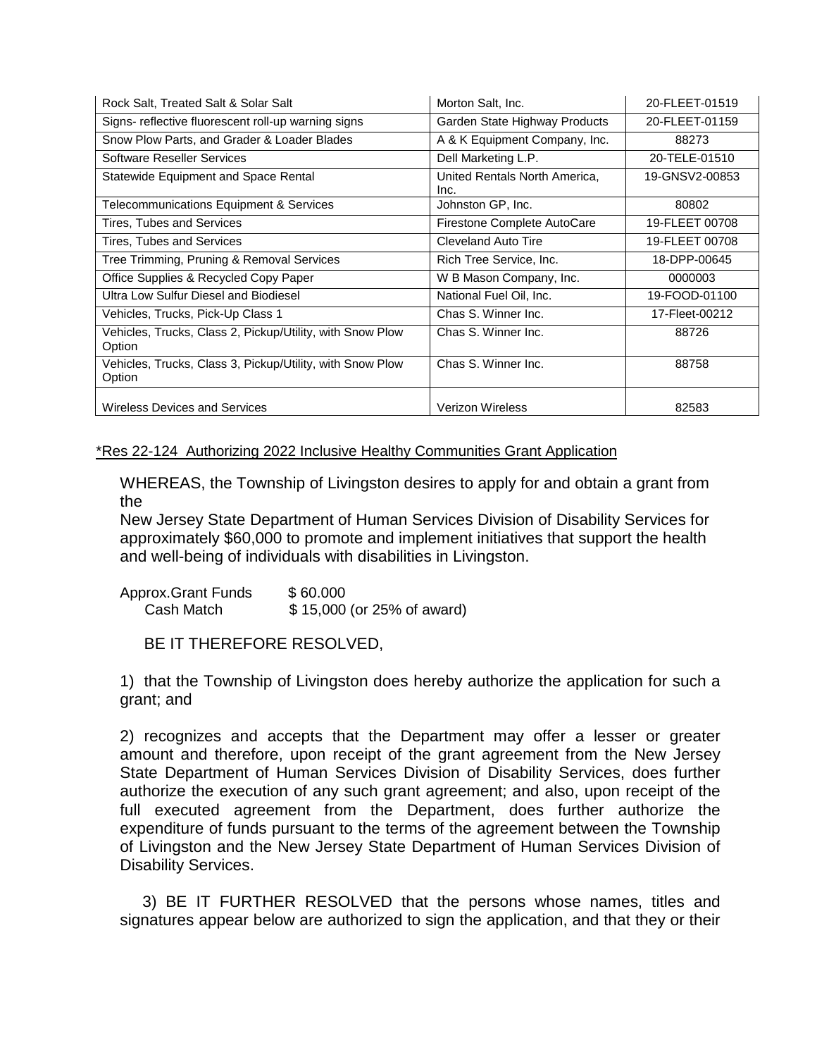| | | |
|---|---|---|
| Rock Salt, Treated Salt & Solar Salt | Morton Salt, Inc. | 20-FLEET-01519 |
| Signs- reflective fluorescent roll-up warning signs | Garden State Highway Products | 20-FLEET-01159 |
| Snow Plow Parts, and Grader & Loader Blades | A & K Equipment Company, Inc. | 88273 |
| Software Reseller Services | Dell Marketing L.P. | 20-TELE-01510 |
| Statewide Equipment and Space Rental | United Rentals North America, Inc. | 19-GNSV2-00853 |
| Telecommunications Equipment & Services | Johnston GP, Inc. | 80802 |
| Tires, Tubes and Services | Firestone Complete AutoCare | 19-FLEET 00708 |
| Tires, Tubes and Services | Cleveland Auto Tire | 19-FLEET 00708 |
| Tree Trimming, Pruning & Removal Services | Rich Tree Service, Inc. | 18-DPP-00645 |
| Office Supplies & Recycled Copy Paper | W B Mason Company, Inc. | 0000003 |
| Ultra Low Sulfur Diesel and Biodiesel | National Fuel Oil, Inc. | 19-FOOD-01100 |
| Vehicles, Trucks, Pick-Up Class 1 | Chas S. Winner Inc. | 17-Fleet-00212 |
| Vehicles, Trucks, Class 2, Pickup/Utility, with Snow Plow Option | Chas S. Winner Inc. | 88726 |
| Vehicles, Trucks, Class 3, Pickup/Utility, with Snow Plow Option | Chas S. Winner Inc. | 88758 |
| Wireless Devices and Services | Verizon Wireless | 82583 |

*Res 22-124 Authorizing 2022 Inclusive Healthy Communities Grant Application

WHEREAS, the Township of Livingston desires to apply for and obtain a grant from the
New Jersey State Department of Human Services Division of Disability Services for approximately $60,000 to promote and implement initiatives that support the health and well-being of individuals with disabilities in Livingston.

Approx.Grant Funds $ 60.000
Cash Match $ 15,000 (or 25% of award)

BE IT THEREFORE RESOLVED,

1) that the Township of Livingston does hereby authorize the application for such a grant; and

2) recognizes and accepts that the Department may offer a lesser or greater amount and therefore, upon receipt of the grant agreement from the New Jersey State Department of Human Services Division of Disability Services, does further authorize the execution of any such grant agreement; and also, upon receipt of the full executed agreement from the Department, does further authorize the expenditure of funds pursuant to the terms of the agreement between the Township of Livingston and the New Jersey State Department of Human Services Division of Disability Services.

3) BE IT FURTHER RESOLVED that the persons whose names, titles and signatures appear below are authorized to sign the application, and that they or their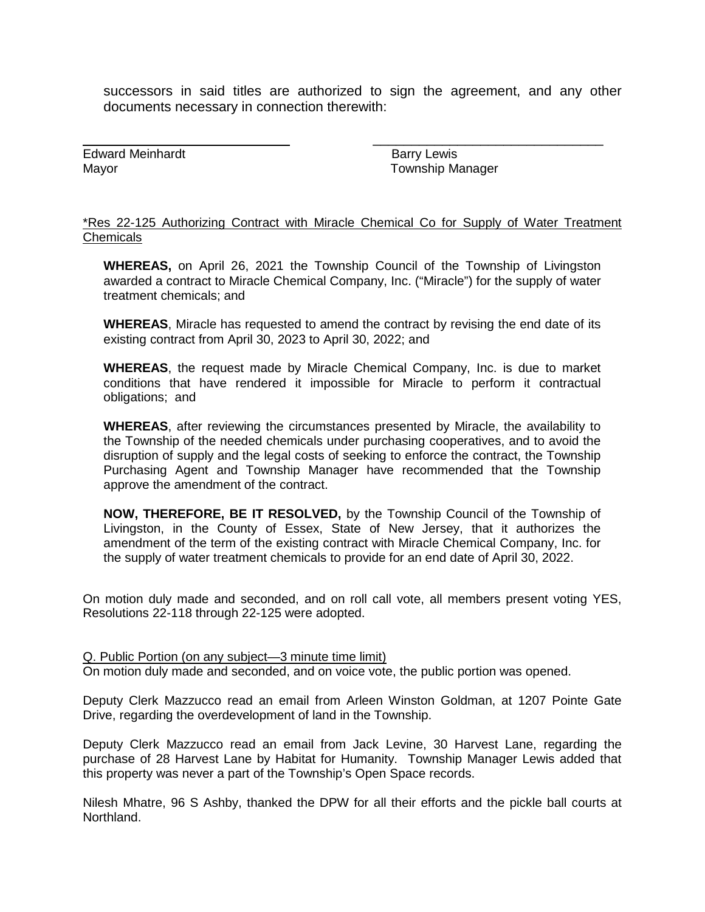successors in said titles are authorized to sign the agreement, and any other documents necessary in connection therewith:

| | |
|---|---|
| Edward Meinhardt | Barry Lewis |
| Mayor | Township Manager |

*Res 22-125 Authorizing Contract with Miracle Chemical Co for Supply of Water Treatment Chemicals*

**WHEREAS,** on April 26, 2021 the Township Council of the Township of Livingston awarded a contract to Miracle Chemical Company, Inc. ("Miracle") for the supply of water treatment chemicals; and

**WHEREAS**, Miracle has requested to amend the contract by revising the end date of its existing contract from April 30, 2023 to April 30, 2022; and

**WHEREAS**, the request made by Miracle Chemical Company, Inc. is due to market conditions that have rendered it impossible for Miracle to perform it contractual obligations; and

**WHEREAS**, after reviewing the circumstances presented by Miracle, the availability to the Township of the needed chemicals under purchasing cooperatives, and to avoid the disruption of supply and the legal costs of seeking to enforce the contract, the Township Purchasing Agent and Township Manager have recommended that the Township approve the amendment of the contract.

**NOW, THEREFORE, BE IT RESOLVED,** by the Township Council of the Township of Livingston, in the County of Essex, State of New Jersey, that it authorizes the amendment of the term of the existing contract with Miracle Chemical Company, Inc. for the supply of water treatment chemicals to provide for an end date of April 30, 2022.

On motion duly made and seconded, and on roll call vote, all members present voting YES, Resolutions 22-118 through 22-125 were adopted.

Q. Public Portion (on any subject—3 minute time limit)

On motion duly made and seconded, and on voice vote, the public portion was opened.

Deputy Clerk Mazzucco read an email from Arleen Winston Goldman, at 1207 Pointe Gate Drive, regarding the overdevelopment of land in the Township.

Deputy Clerk Mazzucco read an email from Jack Levine, 30 Harvest Lane, regarding the purchase of 28 Harvest Lane by Habitat for Humanity. Township Manager Lewis added that this property was never a part of the Township's Open Space records.

Nilesh Mhatre, 96 S Ashby, thanked the DPW for all their efforts and the pickle ball courts at Northland.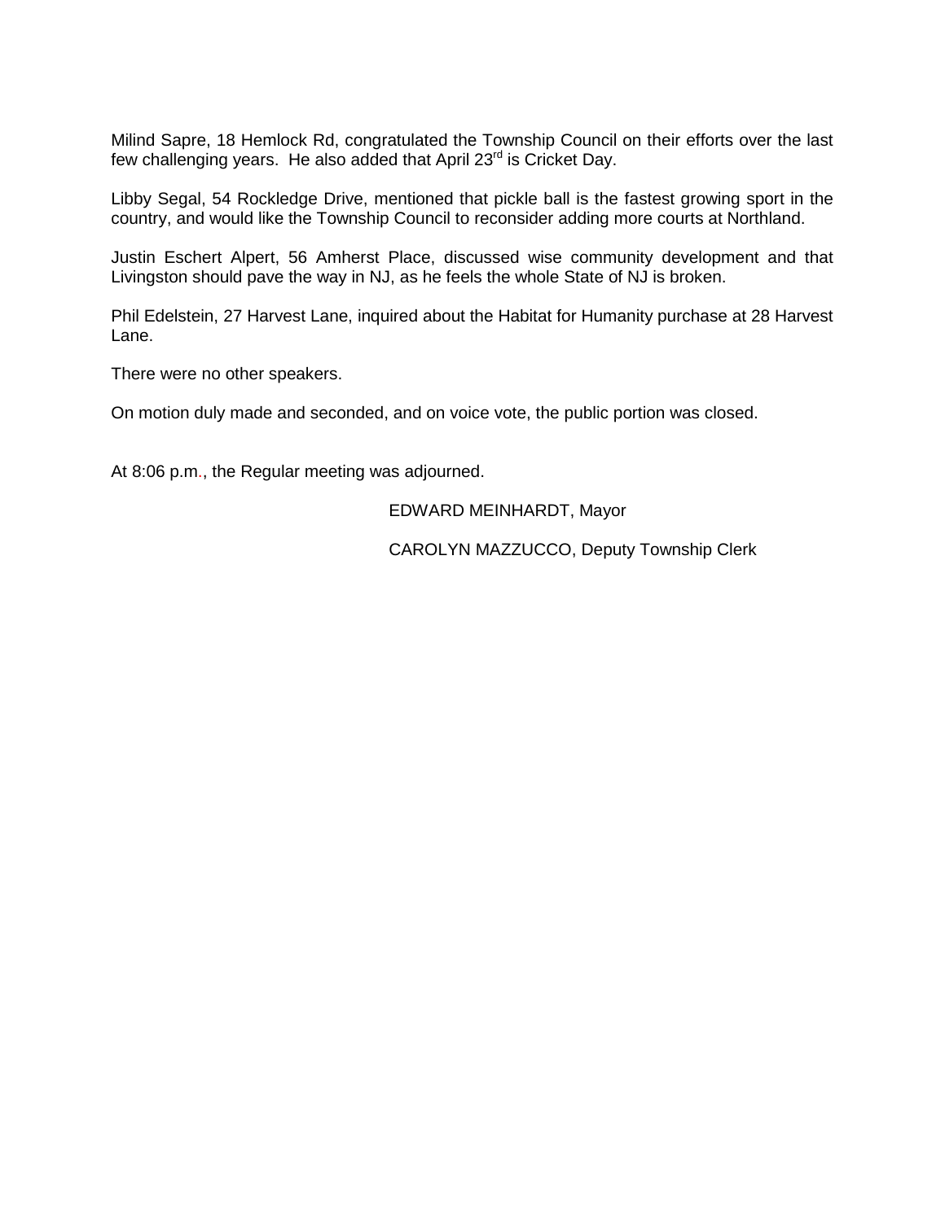Milind Sapre, 18 Hemlock Rd, congratulated the Township Council on their efforts over the last few challenging years. He also added that April 23rd is Cricket Day.

Libby Segal, 54 Rockledge Drive, mentioned that pickle ball is the fastest growing sport in the country, and would like the Township Council to reconsider adding more courts at Northland.

Justin Eschert Alpert, 56 Amherst Place, discussed wise community development and that Livingston should pave the way in NJ, as he feels the whole State of NJ is broken.

Phil Edelstein, 27 Harvest Lane, inquired about the Habitat for Humanity purchase at 28 Harvest Lane.

There were no other speakers.

On motion duly made and seconded, and on voice vote, the public portion was closed.

At 8:06 p.m., the Regular meeting was adjourned.

EDWARD MEINHARDT, Mayor

CAROLYN MAZZUCCO, Deputy Township Clerk